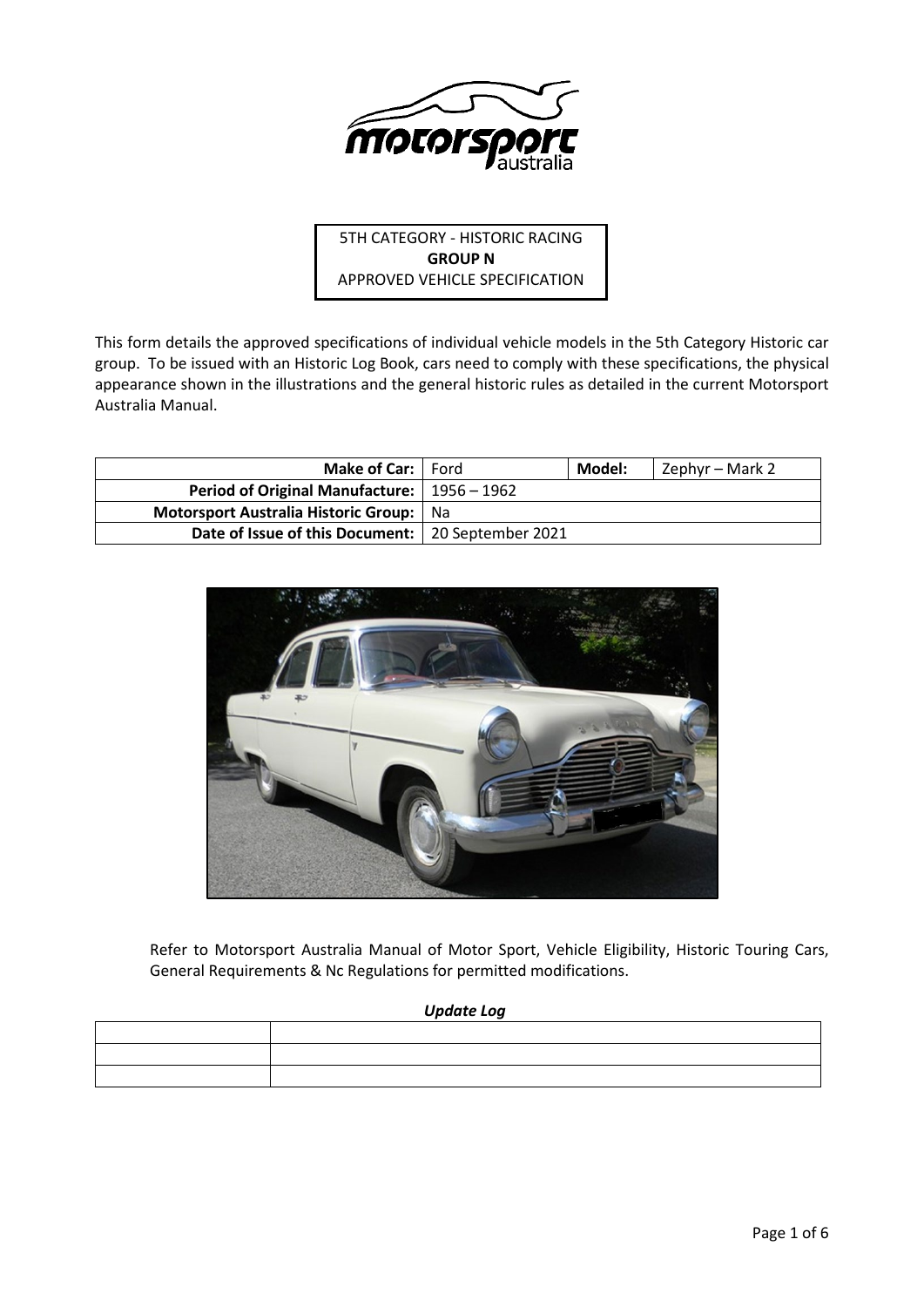5TH CATEGORY - HISTORIC RACING
**GROUP N**
APPROVED VEHICLE SPECIFICATION

This form details the approved specifications of individual vehicle models in the 5th Category Historic car group. To be issued with an Historic Log Book, cars need to comply with these specifications, the physical appearance shown in the illustrations and the general historic rules as detailed in the current Motorsport Australia Manual.

| | | | |
|---|---|---|---|
| **Make of Car:** | Ford | **Model:** | Zephyr – Mark 2 |
| **Period of Original Manufacture:** | 1956 – 1962 | | |
| **Motorsport Australia Historic Group:** | Na | | |
| **Date of Issue of this Document:** | 20 September 2021 | | |

Refer to Motorsport Australia Manual of Motor Sport, Vehicle Eligibility, Historic Touring Cars, General Requirements & Nc Regulations for permitted modifications.

***Update Log***

| | |
|---|---|
| | |
| | |
| | |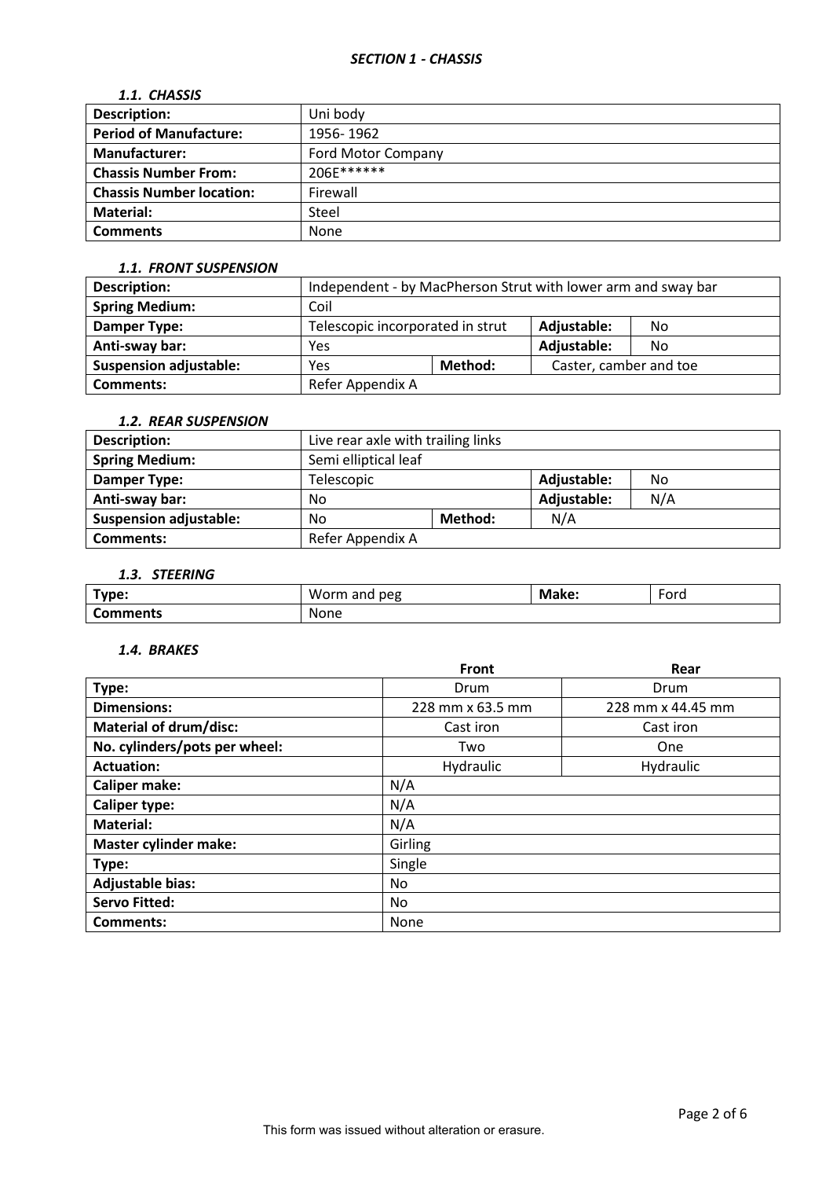## *SECTION 1 - CHASSIS*

### *1.1. CHASSIS*

| **Description:** | Uni body |
|---|---|
| **Period of Manufacture:** | 1956- 1962 |
| **Manufacturer:** | Ford Motor Company |
| **Chassis Number From:** | 206E****** |
| **Chassis Number location:** | Firewall |
| **Material:** | Steel |
| **Comments** | None |

### *1.1. FRONT SUSPENSION*

| **Description:** | Independent - by MacPherson Strut with lower arm and sway bar | | | |
|---|---|---|---|---|
| **Spring Medium:** | Coil | | | |
| **Damper Type:** | Telescopic incorporated in strut | | **Adjustable:** | No |
| **Anti-sway bar:** | Yes | | **Adjustable:** | No |
| **Suspension adjustable:** | Yes | **Method:** | Caster, camber and toe | |
| **Comments:** | Refer Appendix A | | | |

### *1.2. REAR SUSPENSION*

| **Description:** | Live rear axle with trailing links | | | |
|---|---|---|---|---|
| **Spring Medium:** | Semi elliptical leaf | | | |
| **Damper Type:** | Telescopic | | **Adjustable:** | No |
| **Anti-sway bar:** | No | | **Adjustable:** | N/A |
| **Suspension adjustable:** | No | **Method:** | N/A | |
| **Comments:** | Refer Appendix A | | | |

### *1.3. STEERING*

| **Type:** | Worm and peg | **Make:** | Ford |
|---|---|---|---|
| **Comments** | None | | |

### *1.4. BRAKES*

| | **Front** | **Rear** |
|---|---|---|
| **Type:** | Drum | Drum |
| **Dimensions:** | 228 mm x 63.5 mm | 228 mm x 44.45 mm |
| **Material of drum/disc:** | Cast iron | Cast iron |
| **No. cylinders/pots per wheel:** | Two | One |
| **Actuation:** | Hydraulic | Hydraulic |
| **Caliper make:** | N/A | |
| **Caliper type:** | N/A | |
| **Material:** | N/A | |
| **Master cylinder make:** | Girling | |
| **Type:** | Single | |
| **Adjustable bias:** | No | |
| **Servo Fitted:** | No | |
| **Comments:** | None | |

This form was issued without alteration or erasure.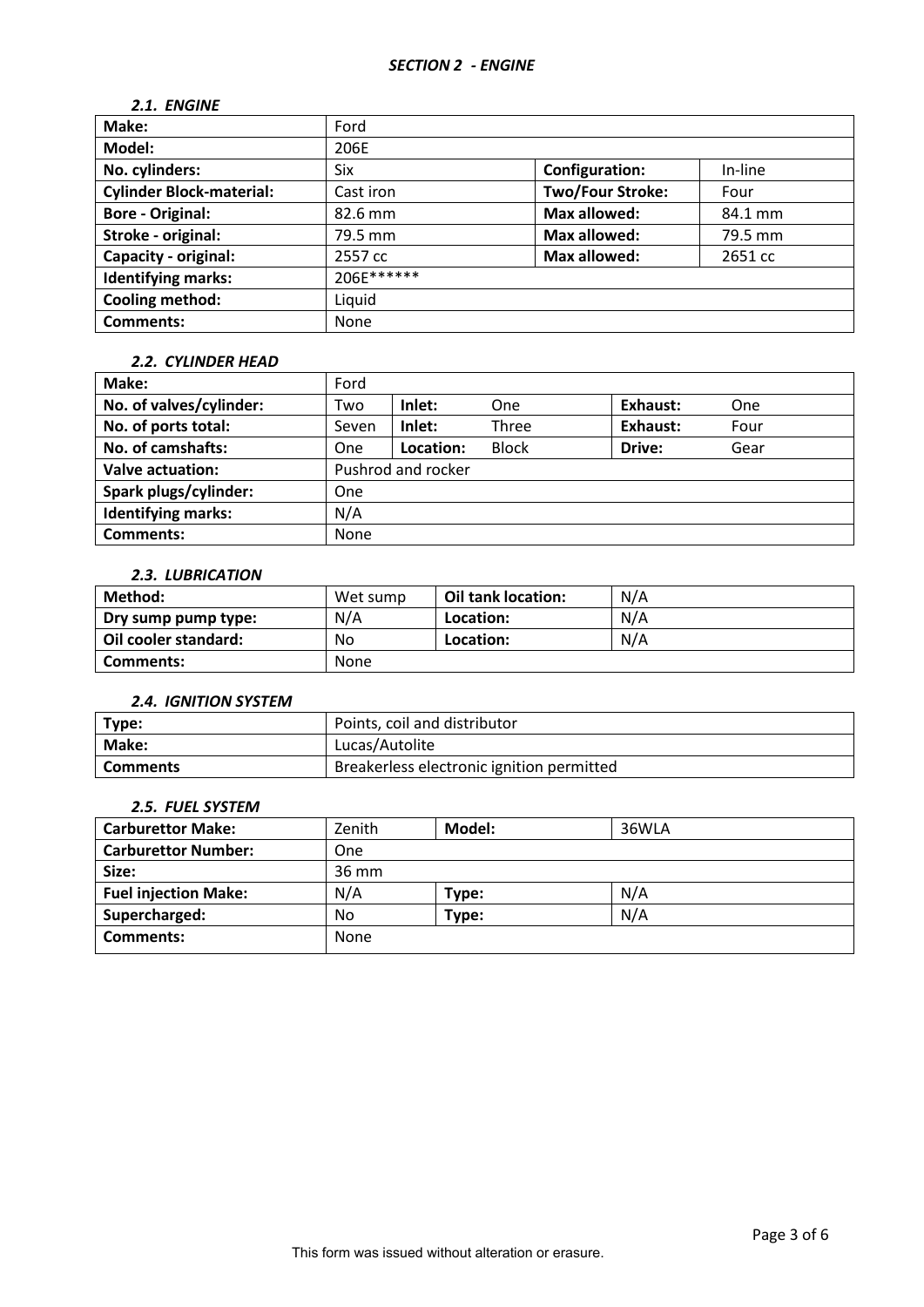## *SECTION 2 - ENGINE*

### *2.1. ENGINE*

| **Make:** | Ford | | |
|---|---|---|---|
| **Model:** | 206E | | |
| **No. cylinders:** | Six | **Configuration:** | In-line |
| **Cylinder Block-material:** | Cast iron | **Two/Four Stroke:** | Four |
| **Bore - Original:** | 82.6 mm | **Max allowed:** | 84.1 mm |
| **Stroke - original:** | 79.5 mm | **Max allowed:** | 79.5 mm |
| **Capacity - original:** | 2557 cc | **Max allowed:** | 2651 cc |
| **Identifying marks:** | 206E****** | | |
| **Cooling method:** | Liquid | | |
| **Comments:** | None | | |

### *2.2. CYLINDER HEAD*

| **Make:** | Ford | | | | |
|---|---|---|---|---|---|
| **No. of valves/cylinder:** | Two | **Inlet:** | One | **Exhaust:** | One |
| **No. of ports total:** | Seven | **Inlet:** | Three | **Exhaust:** | Four |
| **No. of camshafts:** | One | **Location:** | Block | **Drive:** | Gear |
| **Valve actuation:** | Pushrod and rocker | | | | |
| **Spark plugs/cylinder:** | One | | | | |
| **Identifying marks:** | N/A | | | | |
| **Comments:** | None | | | | |

### *2.3. LUBRICATION*

| **Method:** | Wet sump | **Oil tank location:** | N/A |
|---|---|---|---|
| **Dry sump pump type:** | N/A | **Location:** | N/A |
| **Oil cooler standard:** | No | **Location:** | N/A |
| **Comments:** | None | | |

### *2.4. IGNITION SYSTEM*

| **Type:** | Points, coil and distributor |
|---|---|
| **Make:** | Lucas/Autolite |
| **Comments** | Breakerless electronic ignition permitted |

### *2.5. FUEL SYSTEM*

| **Carburettor Make:** | Zenith | **Model:** | 36WLA |
|---|---|---|---|
| **Carburettor Number:** | One | | |
| **Size:** | 36 mm | | |
| **Fuel injection Make:** | N/A | **Type:** | N/A |
| **Supercharged:** | No | **Type:** | N/A |
| **Comments:** | None | | |

This form was issued without alteration or erasure.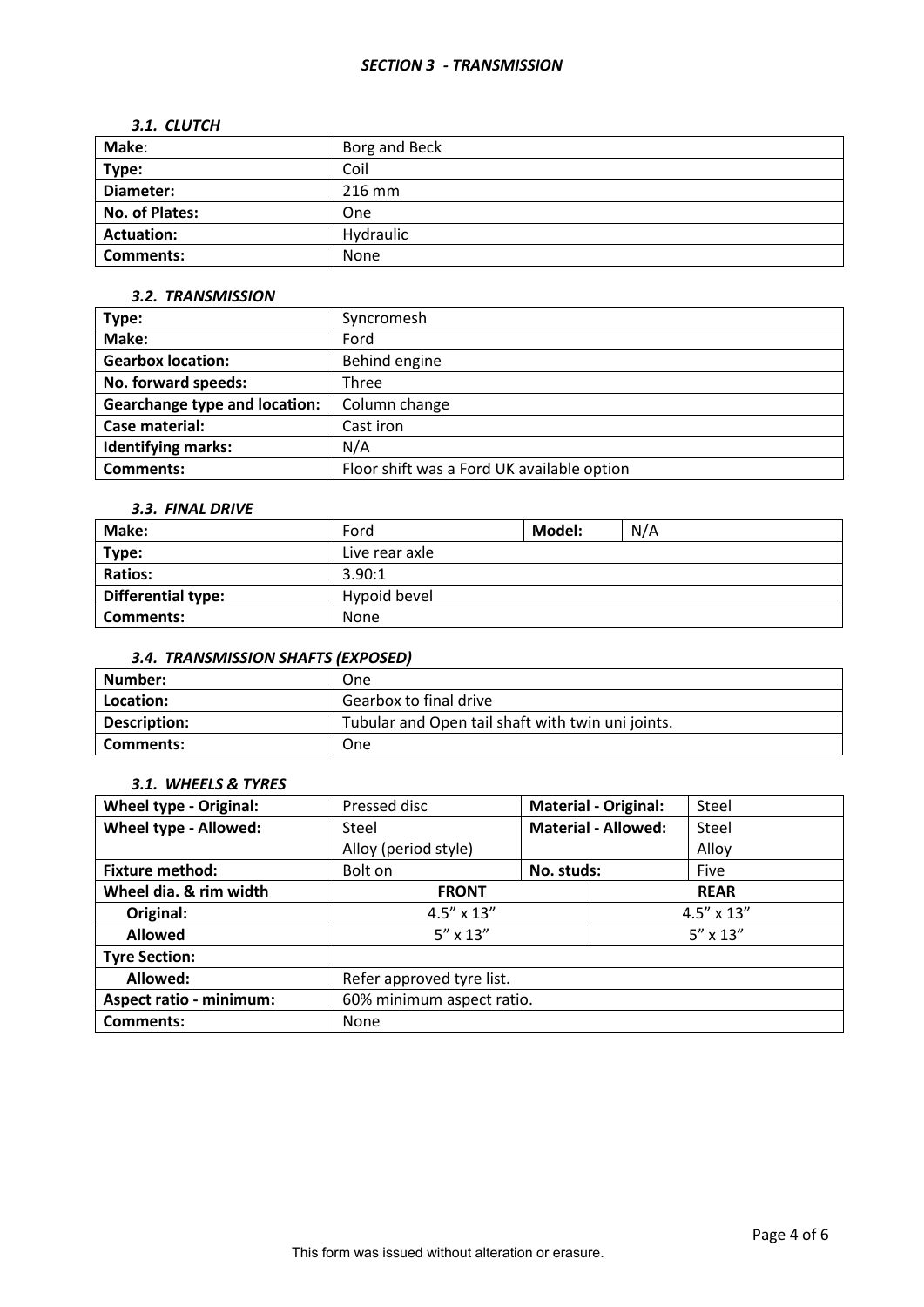## *SECTION 3 - TRANSMISSION*

### *3.1. CLUTCH*

| **Make**: | Borg and Beck |
|---|---|
| **Type:** | Coil |
| **Diameter:** | 216 mm |
| **No. of Plates:** | One |
| **Actuation:** | Hydraulic |
| **Comments:** | None |

### *3.2. TRANSMISSION*

| **Type:** | Syncromesh |
|---|---|
| **Make:** | Ford |
| **Gearbox location:** | Behind engine |
| **No. forward speeds:** | Three |
| **Gearchange type and location:** | Column change |
| **Case material:** | Cast iron |
| **Identifying marks:** | N/A |
| **Comments:** | Floor shift was a Ford UK available option |

### *3.3. FINAL DRIVE*

| **Make:** | Ford | **Model:** | N/A |
|---|---|---|---|
| **Type:** | Live rear axle | | |
| **Ratios:** | 3.90:1 | | |
| **Differential type:** | Hypoid bevel | | |
| **Comments:** | None | | |

### *3.4. TRANSMISSION SHAFTS (EXPOSED)*

| **Number:** | One |
|---|---|
| **Location:** | Gearbox to final drive |
| **Description:** | Tubular and Open tail shaft with twin uni joints. |
| **Comments:** | One |

### *3.1. WHEELS & TYRES*

| **Wheel type - Original:** | Pressed disc | **Material - Original:** | Steel |
|---|---|---|---|
| **Wheel type - Allowed:** | Steel<br>Alloy (period style) | **Material - Allowed:** | Steel<br>Alloy |
| **Fixture method:** | Bolt on | **No. studs:** | Five |
| **Wheel dia. & rim width** | **FRONT** | | **REAR** |
| **Original:** | 4.5" x 13" | | 4.5" x 13" |
| **Allowed** | 5" x 13" | | 5" x 13" |
| **Tyre Section:** | | | |
| **Allowed:** | Refer approved tyre list. | | |
| **Aspect ratio - minimum:** | 60% minimum aspect ratio. | | |
| **Comments:** | None | | |

This form was issued without alteration or erasure.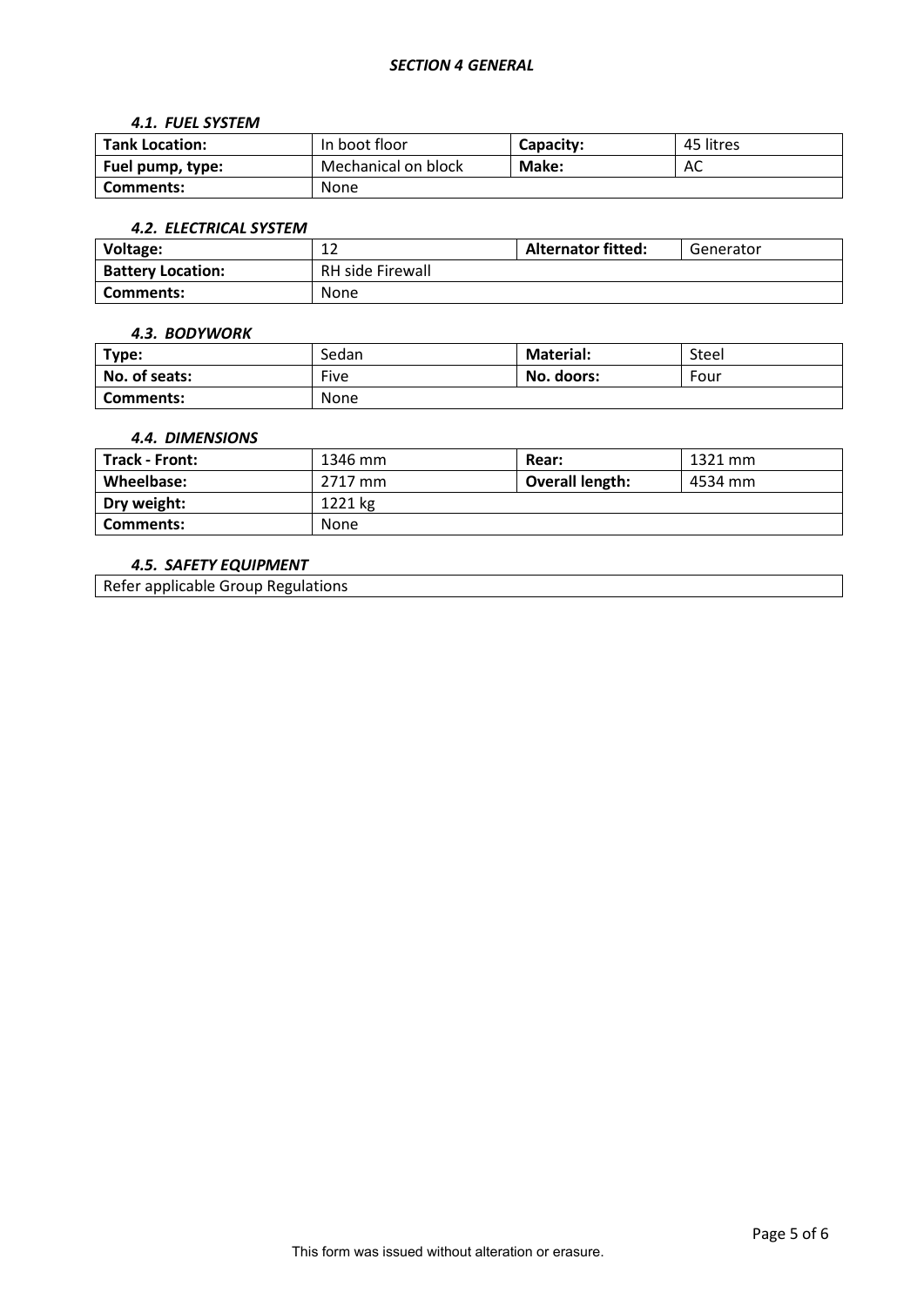## *SECTION 4 GENERAL*

### *4.1. FUEL SYSTEM*

| **Tank Location:** | In boot floor | **Capacity:** | 45 litres |
|---|---|---|---|
| **Fuel pump, type:** | Mechanical on block | **Make:** | AC |
| **Comments:** | None | | |

### *4.2. ELECTRICAL SYSTEM*

| **Voltage:** | 12 | **Alternator fitted:** | Generator |
|---|---|---|---|
| **Battery Location:** | RH side Firewall | | |
| **Comments:** | None | | |

### *4.3. BODYWORK*

| **Type:** | Sedan | **Material:** | Steel |
|---|---|---|---|
| **No. of seats:** | Five | **No. doors:** | Four |
| **Comments:** | None | | |

### *4.4. DIMENSIONS*

| **Track - Front:** | 1346 mm | **Rear:** | 1321 mm |
|---|---|---|---|
| **Wheelbase:** | 2717 mm | **Overall length:** | 4534 mm |
| **Dry weight:** | 1221 kg | | |
| **Comments:** | None | | |

### *4.5. SAFETY EQUIPMENT*

| Refer applicable Group Regulations |
|---|

This form was issued without alteration or erasure.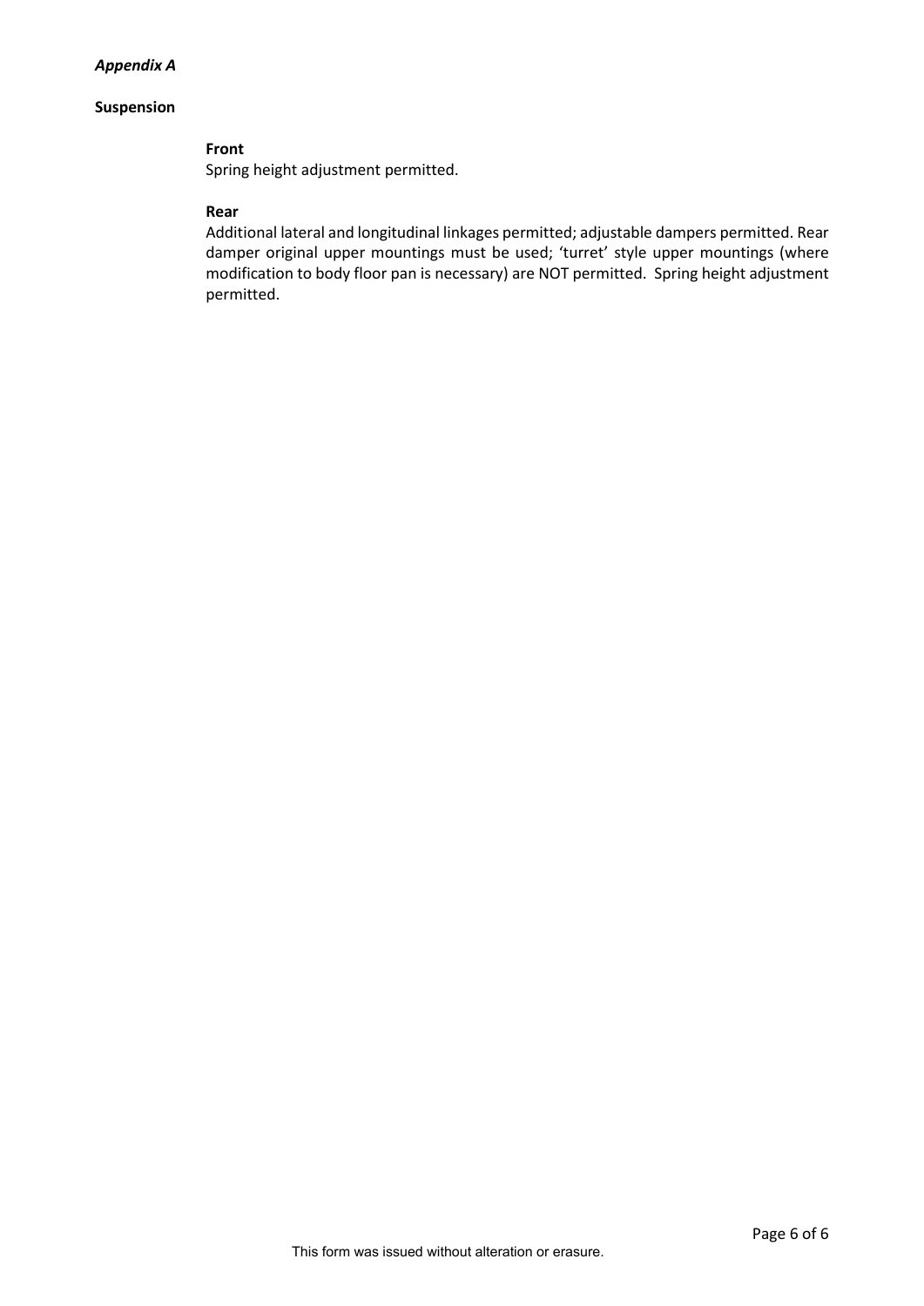*Appendix A*

**Suspension**

**Front**

Spring height adjustment permitted.

**Rear**

Additional lateral and longitudinal linkages permitted; adjustable dampers permitted. Rear damper original upper mountings must be used; 'turret' style upper mountings (where modification to body floor pan is necessary) are NOT permitted. Spring height adjustment permitted.

This form was issued without alteration or erasure.